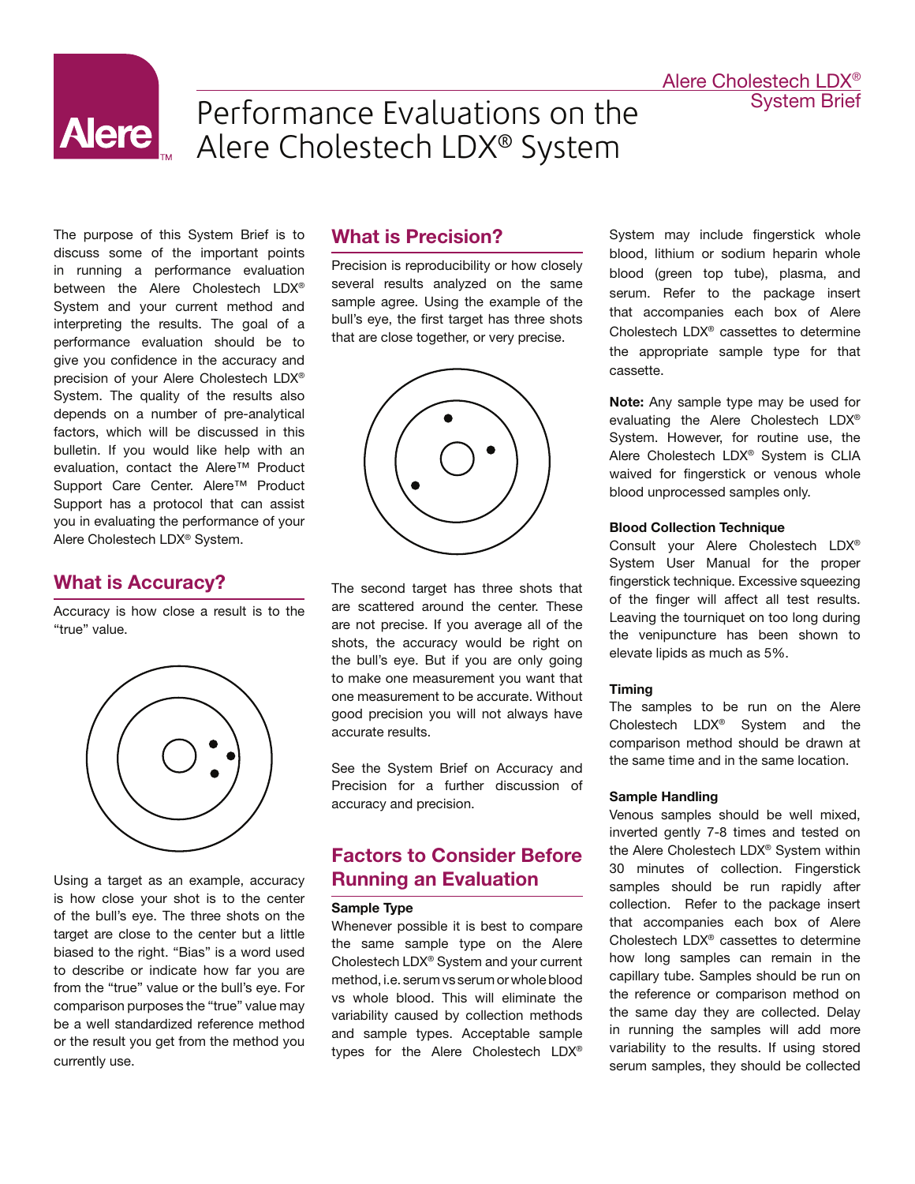Alere Cholestech LDX® System Brief

# Performance Evaluations on the Alere Cholestech LDX® System

The purpose of this System Brief is to discuss some of the important points in running a performance evaluation between the Alere Cholestech LDX® System and your current method and interpreting the results. The goal of a performance evaluation should be to give you confidence in the accuracy and precision of your Alere Cholestech LDX® System. The quality of the results also depends on a number of pre-analytical factors, which will be discussed in this bulletin. If you would like help with an evaluation, contact the Alere™ Product Support Care Center. Alere™ Product Support has a protocol that can assist you in evaluating the performance of your Alere Cholestech LDX® System.

## What is Accuracy?

Accuracy is how close a result is to the "true" value.

Using a target as an example, accuracy is how close your shot is to the center of the bull's eye. The three shots on the target are close to the center but a little biased to the right. "Bias" is a word used to describe or indicate how far you are from the "true" value or the bull's eye. For comparison purposes the "true" value may be a well standardized reference method or the result you get from the method you currently use.

## What is Precision?

Precision is reproducibility or how closely several results analyzed on the same sample agree. Using the example of the bull's eye, the first target has three shots that are close together, or very precise.

The second target has three shots that are scattered around the center. These are not precise. If you average all of the shots, the accuracy would be right on the bull's eye. But if you are only going to make one measurement you want that one measurement to be accurate. Without good precision you will not always have accurate results.

See the System Brief on Accuracy and Precision for a further discussion of accuracy and precision.

## Factors to Consider Before Running an Evaluation

### Sample Type

Whenever possible it is best to compare the same sample type on the Alere Cholestech LDX® System and your current method, i.e. serum vs serum or whole blood vs whole blood. This will eliminate the variability caused by collection methods and sample types. Acceptable sample types for the Alere Cholestech LDX® System may include fingerstick whole blood, lithium or sodium heparin whole blood (green top tube), plasma, and serum. Refer to the package insert that accompanies each box of Alere Cholestech LDX® cassettes to determine the appropriate sample type for that cassette.

**Note:** Any sample type may be used for evaluating the Alere Cholestech LDX® System. However, for routine use, the Alere Cholestech LDX® System is CLIA waived for fingerstick or venous whole blood unprocessed samples only.

### Blood Collection Technique

Consult your Alere Cholestech LDX® System User Manual for the proper fingerstick technique. Excessive squeezing of the finger will affect all test results. Leaving the tourniquet on too long during the venipuncture has been shown to elevate lipids as much as 5%.

### Timing

The samples to be run on the Alere Cholestech LDX® System and the comparison method should be drawn at the same time and in the same location.

### Sample Handling

Venous samples should be well mixed, inverted gently 7-8 times and tested on the Alere Cholestech LDX® System within 30 minutes of collection. Fingerstick samples should be run rapidly after collection. Refer to the package insert that accompanies each box of Alere Cholestech LDX® cassettes to determine how long samples can remain in the capillary tube. Samples should be run on the reference or comparison method on the same day they are collected. Delay in running the samples will add more variability to the results. If using stored serum samples, they should be collected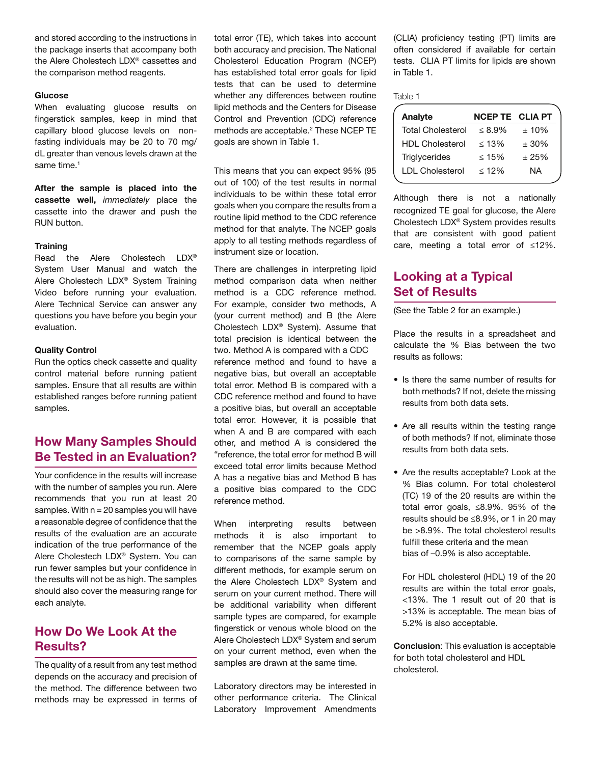and stored according to the instructions in the package inserts that accompany both the Alere Cholestech LDX® cassettes and the comparison method reagents.

### Glucose

When evaluating glucose results on fingerstick samples, keep in mind that capillary blood glucose levels on non-fasting individuals may be 20 to 70 mg/dL greater than venous levels drawn at the same time.[1]

**After the sample is placed into the cassette well,** *immediately* place the cassette into the drawer and push the RUN button.

### Training

Read the Alere Cholestech LDX® System User Manual and watch the Alere Cholestech LDX® System Training Video before running your evaluation. Alere Technical Service can answer any questions you have before you begin your evaluation.

### Quality Control

Run the optics check cassette and quality control material before running patient samples. Ensure that all results are within established ranges before running patient samples.

## How Many Samples Should Be Tested in an Evaluation?

Your confidence in the results will increase with the number of samples you run. Alere recommends that you run at least 20 samples. With n = 20 samples you will have a reasonable degree of confidence that the results of the evaluation are an accurate indication of the true performance of the Alere Cholestech LDX® System. You can run fewer samples but your confidence in the results will not be as high. The samples should also cover the measuring range for each analyte.

## How Do We Look At the Results?

The quality of a result from any test method depends on the accuracy and precision of the method. The difference between two methods may be expressed in terms of total error (TE), which takes into account both accuracy and precision. The National Cholesterol Education Program (NCEP) has established total error goals for lipid tests that can be used to determine whether any differences between routine lipid methods and the Centers for Disease Control and Prevention (CDC) reference methods are acceptable.[2] These NCEP TE goals are shown in Table 1.

This means that you can expect 95% (95 out of 100) of the test results in normal individuals to be within these total error goals when you compare the results from a routine lipid method to the CDC reference method for that analyte. The NCEP goals apply to all testing methods regardless of instrument size or location.

There are challenges in interpreting lipid method comparison data when neither method is a CDC reference method. For example, consider two methods, A (your current method) and B (the Alere Cholestech LDX® System). Assume that total precision is identical between the two. Method A is compared with a CDC reference method and found to have a negative bias, but overall an acceptable total error. Method B is compared with a CDC reference method and found to have a positive bias, but overall an acceptable total error. However, it is possible that when A and B are compared with each other, and method A is considered the "reference, the total error for method B will exceed total error limits because Method A has a negative bias and Method B has a positive bias compared to the CDC reference method.

When interpreting results between methods it is also important to remember that the NCEP goals apply to comparisons of the same sample by different methods, for example serum on the Alere Cholestech LDX® System and serum on your current method. There will be additional variability when different sample types are compared, for example fingerstick or venous whole blood on the Alere Cholestech LDX® System and serum on your current method, even when the samples are drawn at the same time.

Laboratory directors may be interested in other performance criteria. The Clinical Laboratory Improvement Amendments (CLIA) proficiency testing (PT) limits are often considered if available for certain tests. CLIA PT limits for lipids are shown in Table 1.

Table 1

| Analyte | NCEP TE | CLIA PT |
|---|---|---|
| Total Cholesterol | ≤ 8.9% | ± 10% |
| HDL Cholesterol | ≤ 13% | ± 30% |
| Triglycerides | ≤ 15% | ± 25% |
| LDL Cholesterol | ≤ 12% | NA |

Although there is not a nationally recognized TE goal for glucose, the Alere Cholestech LDX® System provides results that are consistent with good patient care, meeting a total error of ≤12%.

## Looking at a Typical Set of Results

(See the Table 2 for an example.)

Place the results in a spreadsheet and calculate the % Bias between the two results as follows:

- Is there the same number of results for both methods? If not, delete the missing results from both data sets.
- Are all results within the testing range of both methods? If not, eliminate those results from both data sets.
- Are the results acceptable? Look at the % Bias column. For total cholesterol (TC) 19 of the 20 results are within the total error goals, ≤8.9%. 95% of the results should be ≤8.9%, or 1 in 20 may be >8.9%. The total cholesterol results fulfill these criteria and the mean bias of –0.9% is also acceptable.

  For HDL cholesterol (HDL) 19 of the 20 results are within the total error goals, <13%. The 1 result out of 20 that is >13% is acceptable. The mean bias of 5.2% is also acceptable.

**Conclusion**: This evaluation is acceptable for both total cholesterol and HDL cholesterol.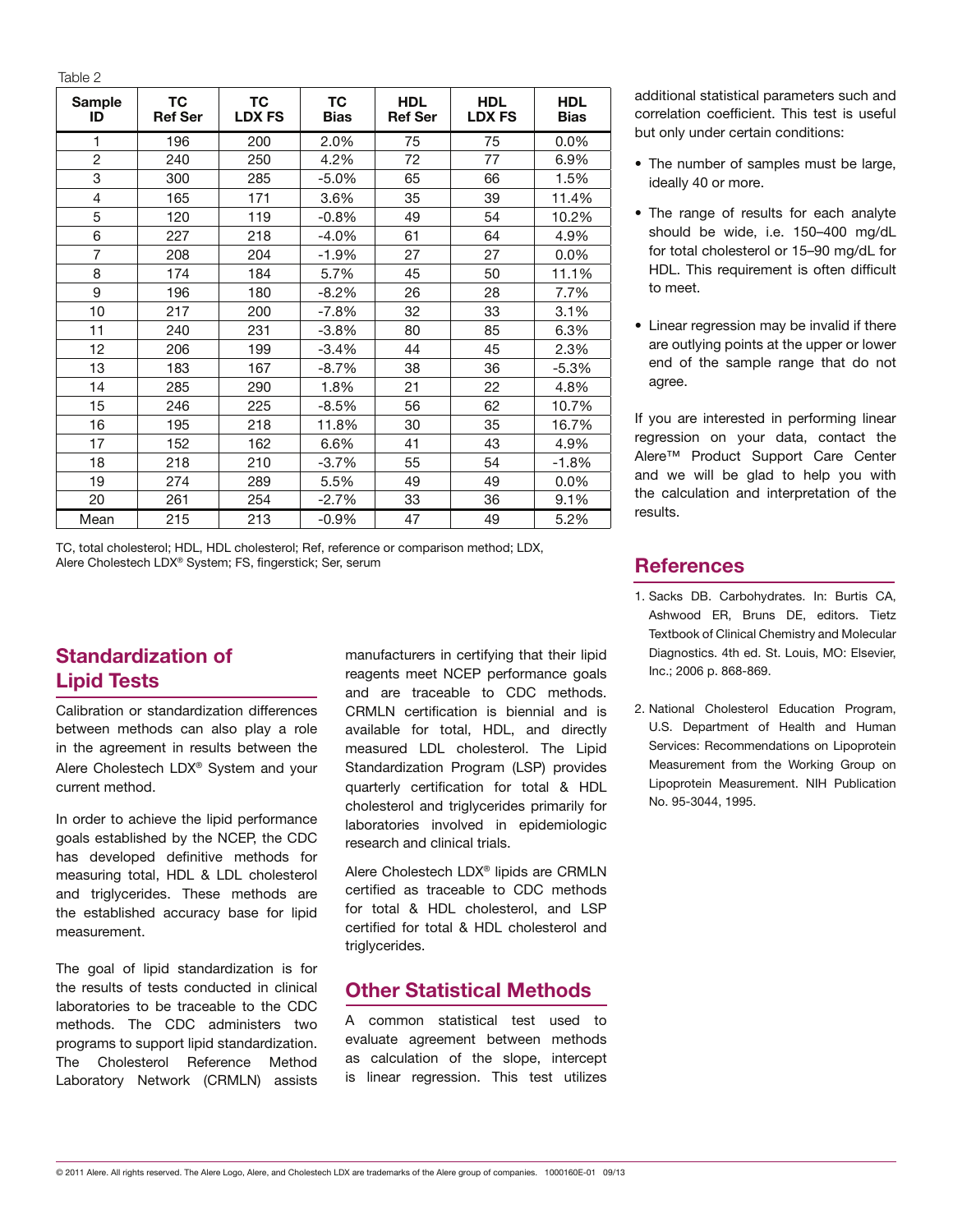Table 2

| Sample ID | TC Ref Ser | TC LDX FS | TC Bias | HDL Ref Ser | HDL LDX FS | HDL Bias |
|---|---|---|---|---|---|---|
| 1 | 196 | 200 | 2.0% | 75 | 75 | 0.0% |
| 2 | 240 | 250 | 4.2% | 72 | 77 | 6.9% |
| 3 | 300 | 285 | -5.0% | 65 | 66 | 1.5% |
| 4 | 165 | 171 | 3.6% | 35 | 39 | 11.4% |
| 5 | 120 | 119 | -0.8% | 49 | 54 | 10.2% |
| 6 | 227 | 218 | -4.0% | 61 | 64 | 4.9% |
| 7 | 208 | 204 | -1.9% | 27 | 27 | 0.0% |
| 8 | 174 | 184 | 5.7% | 45 | 50 | 11.1% |
| 9 | 196 | 180 | -8.2% | 26 | 28 | 7.7% |
| 10 | 217 | 200 | -7.8% | 32 | 33 | 3.1% |
| 11 | 240 | 231 | -3.8% | 80 | 85 | 6.3% |
| 12 | 206 | 199 | -3.4% | 44 | 45 | 2.3% |
| 13 | 183 | 167 | -8.7% | 38 | 36 | -5.3% |
| 14 | 285 | 290 | 1.8% | 21 | 22 | 4.8% |
| 15 | 246 | 225 | -8.5% | 56 | 62 | 10.7% |
| 16 | 195 | 218 | 11.8% | 30 | 35 | 16.7% |
| 17 | 152 | 162 | 6.6% | 41 | 43 | 4.9% |
| 18 | 218 | 210 | -3.7% | 55 | 54 | -1.8% |
| 19 | 274 | 289 | 5.5% | 49 | 49 | 0.0% |
| 20 | 261 | 254 | -2.7% | 33 | 36 | 9.1% |
| Mean | 215 | 213 | -0.9% | 47 | 49 | 5.2% |

TC, total cholesterol; HDL, HDL cholesterol; Ref, reference or comparison method; LDX, Alere Cholestech LDX® System; FS, fingerstick; Ser, serum

## Standardization of Lipid Tests

Calibration or standardization differences between methods can also play a role in the agreement in results between the Alere Cholestech LDX® System and your current method.

In order to achieve the lipid performance goals established by the NCEP, the CDC has developed definitive methods for measuring total, HDL & LDL cholesterol and triglycerides. These methods are the established accuracy base for lipid measurement.

The goal of lipid standardization is for the results of tests conducted in clinical laboratories to be traceable to the CDC methods. The CDC administers two programs to support lipid standardization. The Cholesterol Reference Method Laboratory Network (CRMLN) assists manufacturers in certifying that their lipid reagents meet NCEP performance goals and are traceable to CDC methods. CRMLN certification is biennial and is available for total, HDL, and directly measured LDL cholesterol. The Lipid Standardization Program (LSP) provides quarterly certification for total & HDL cholesterol and triglycerides primarily for laboratories involved in epidemiologic research and clinical trials.

Alere Cholestech LDX® lipids are CRMLN certified as traceable to CDC methods for total & HDL cholesterol, and LSP certified for total & HDL cholesterol and triglycerides.

## Other Statistical Methods

A common statistical test used to evaluate agreement between methods as calculation of the slope, intercept is linear regression. This test utilizes additional statistical parameters such and correlation coefficient. This test is useful but only under certain conditions:

- The number of samples must be large, ideally 40 or more.
- The range of results for each analyte should be wide, i.e. 150–400 mg/dL for total cholesterol or 15–90 mg/dL for HDL. This requirement is often difficult to meet.
- Linear regression may be invalid if there are outlying points at the upper or lower end of the sample range that do not agree.

If you are interested in performing linear regression on your data, contact the Alere™ Product Support Care Center and we will be glad to help you with the calculation and interpretation of the results.

## References

1. Sacks DB. Carbohydrates. In: Burtis CA, Ashwood ER, Bruns DE, editors. Tietz Textbook of Clinical Chemistry and Molecular Diagnostics. 4th ed. St. Louis, MO: Elsevier, Inc.; 2006 p. 868-869.
2. National Cholesterol Education Program, U.S. Department of Health and Human Services: Recommendations on Lipoprotein Measurement from the Working Group on Lipoprotein Measurement. NIH Publication No. 95-3044, 1995.

© 2011 Alere. All rights reserved. The Alere Logo, Alere, and Cholestech LDX are trademarks of the Alere group of companies. 1000160E-01 09/13